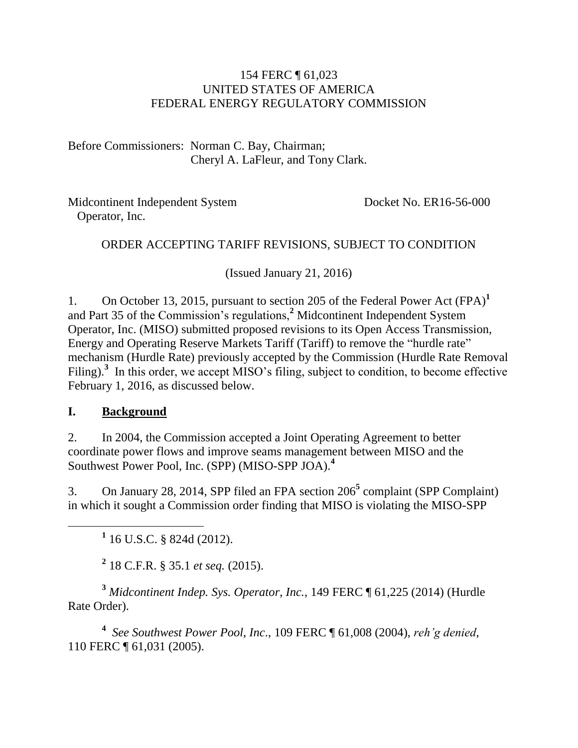154 FERC ¶ 61,023
UNITED STATES OF AMERICA
FEDERAL ENERGY REGULATORY COMMISSION

Before Commissioners: Norman C. Bay, Chairman;
Cheryl A. LaFleur, and Tony Clark.

Midcontinent Independent System Operator, Inc. — Docket No. ER16-56-000

ORDER ACCEPTING TARIFF REVISIONS, SUBJECT TO CONDITION

(Issued January 21, 2016)

1. On October 13, 2015, pursuant to section 205 of the Federal Power Act (FPA)[1] and Part 35 of the Commission's regulations,[2] Midcontinent Independent System Operator, Inc. (MISO) submitted proposed revisions to its Open Access Transmission, Energy and Operating Reserve Markets Tariff (Tariff) to remove the "hurdle rate" mechanism (Hurdle Rate) previously accepted by the Commission (Hurdle Rate Removal Filing).[3] In this order, we accept MISO's filing, subject to condition, to become effective February 1, 2016, as discussed below.

## I. Background

2. In 2004, the Commission accepted a Joint Operating Agreement to better coordinate power flows and improve seams management between MISO and the Southwest Power Pool, Inc. (SPP) (MISO-SPP JOA).[4]

3. On January 28, 2014, SPP filed an FPA section 206[5] complaint (SPP Complaint) in which it sought a Commission order finding that MISO is violating the MISO-SPP

---

[1] 16 U.S.C. § 824d (2012).

[2] 18 C.F.R. § 35.1 *et seq.* (2015).

[3] *Midcontinent Indep. Sys. Operator, Inc.*, 149 FERC ¶ 61,225 (2014) (Hurdle Rate Order).

[4] *See Southwest Power Pool, Inc.*, 109 FERC ¶ 61,008 (2004), *reh'g denied*, 110 FERC ¶ 61,031 (2005).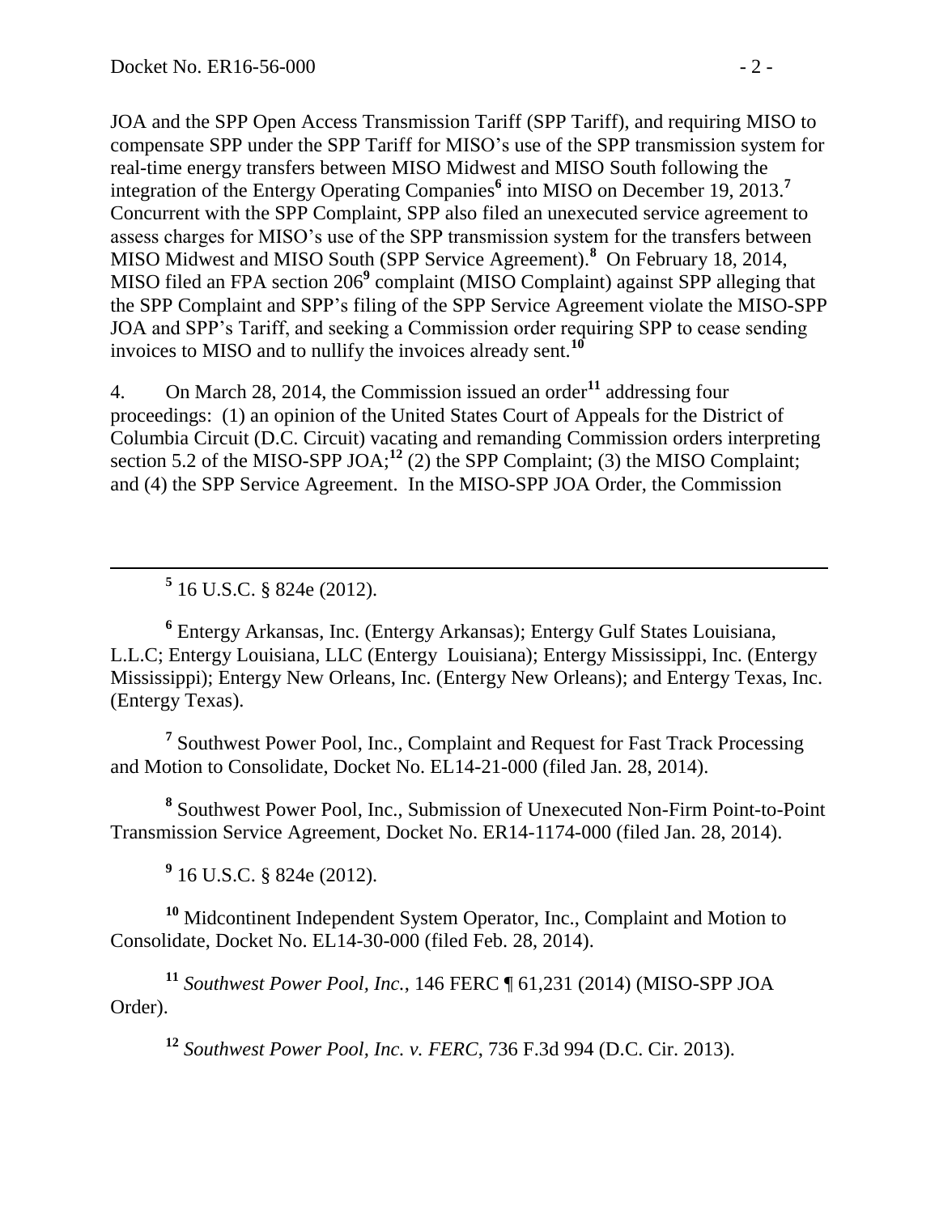JOA and the SPP Open Access Transmission Tariff (SPP Tariff), and requiring MISO to compensate SPP under the SPP Tariff for MISO's use of the SPP transmission system for real-time energy transfers between MISO Midwest and MISO South following the integration of the Entergy Operating Companies[6] into MISO on December 19, 2013.[7] Concurrent with the SPP Complaint, SPP also filed an unexecuted service agreement to assess charges for MISO's use of the SPP transmission system for the transfers between MISO Midwest and MISO South (SPP Service Agreement).[8] On February 18, 2014, MISO filed an FPA section 206[9] complaint (MISO Complaint) against SPP alleging that the SPP Complaint and SPP's filing of the SPP Service Agreement violate the MISO-SPP JOA and SPP's Tariff, and seeking a Commission order requiring SPP to cease sending invoices to MISO and to nullify the invoices already sent.[10]

4. On March 28, 2014, the Commission issued an order[11] addressing four proceedings: (1) an opinion of the United States Court of Appeals for the District of Columbia Circuit (D.C. Circuit) vacating and remanding Commission orders interpreting section 5.2 of the MISO-SPP JOA;[12] (2) the SPP Complaint; (3) the MISO Complaint; and (4) the SPP Service Agreement. In the MISO-SPP JOA Order, the Commission

---

[5] 16 U.S.C. § 824e (2012).

[6] Entergy Arkansas, Inc. (Entergy Arkansas); Entergy Gulf States Louisiana, L.L.C; Entergy Louisiana, LLC (Entergy Louisiana); Entergy Mississippi, Inc. (Entergy Mississippi); Entergy New Orleans, Inc. (Entergy New Orleans); and Entergy Texas, Inc. (Entergy Texas).

[7] Southwest Power Pool, Inc., Complaint and Request for Fast Track Processing and Motion to Consolidate, Docket No. EL14-21-000 (filed Jan. 28, 2014).

[8] Southwest Power Pool, Inc., Submission of Unexecuted Non-Firm Point-to-Point Transmission Service Agreement, Docket No. ER14-1174-000 (filed Jan. 28, 2014).

[9] 16 U.S.C. § 824e (2012).

[10] Midcontinent Independent System Operator, Inc., Complaint and Motion to Consolidate, Docket No. EL14-30-000 (filed Feb. 28, 2014).

[11] *Southwest Power Pool, Inc.*, 146 FERC ¶ 61,231 (2014) (MISO-SPP JOA Order).

[12] *Southwest Power Pool, Inc. v. FERC*, 736 F.3d 994 (D.C. Cir. 2013).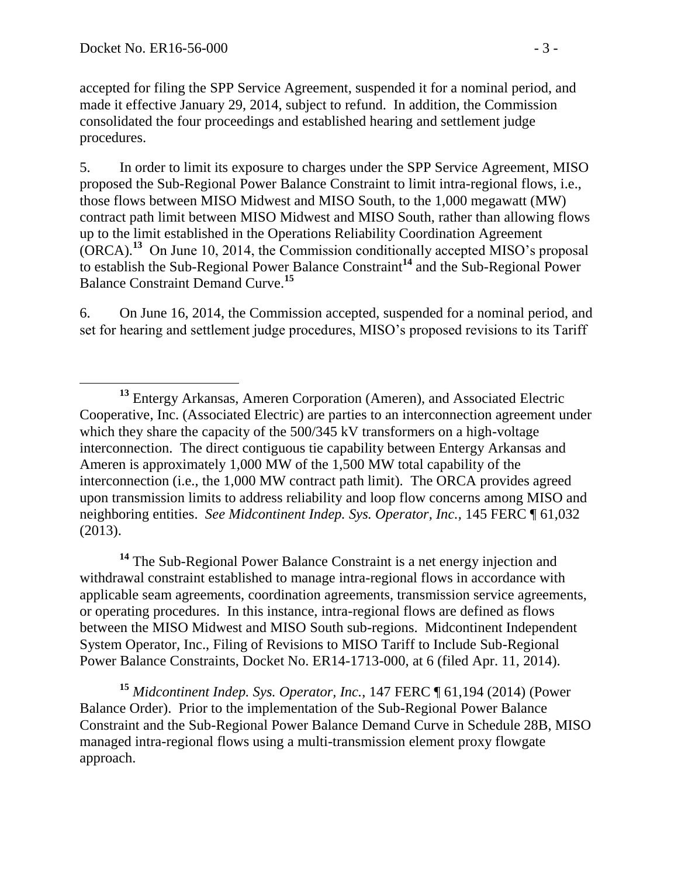accepted for filing the SPP Service Agreement, suspended it for a nominal period, and made it effective January 29, 2014, subject to refund. In addition, the Commission consolidated the four proceedings and established hearing and settlement judge procedures.

5. In order to limit its exposure to charges under the SPP Service Agreement, MISO proposed the Sub-Regional Power Balance Constraint to limit intra-regional flows, i.e., those flows between MISO Midwest and MISO South, to the 1,000 megawatt (MW) contract path limit between MISO Midwest and MISO South, rather than allowing flows up to the limit established in the Operations Reliability Coordination Agreement (ORCA).[13] On June 10, 2014, the Commission conditionally accepted MISO's proposal to establish the Sub-Regional Power Balance Constraint[14] and the Sub-Regional Power Balance Constraint Demand Curve.[15]

6. On June 16, 2014, the Commission accepted, suspended for a nominal period, and set for hearing and settlement judge procedures, MISO's proposed revisions to its Tariff

---

[13] Entergy Arkansas, Ameren Corporation (Ameren), and Associated Electric Cooperative, Inc. (Associated Electric) are parties to an interconnection agreement under which they share the capacity of the 500/345 kV transformers on a high-voltage interconnection. The direct contiguous tie capability between Entergy Arkansas and Ameren is approximately 1,000 MW of the 1,500 MW total capability of the interconnection (i.e., the 1,000 MW contract path limit). The ORCA provides agreed upon transmission limits to address reliability and loop flow concerns among MISO and neighboring entities. *See Midcontinent Indep. Sys. Operator, Inc.*, 145 FERC ¶ 61,032 (2013).

[14] The Sub-Regional Power Balance Constraint is a net energy injection and withdrawal constraint established to manage intra-regional flows in accordance with applicable seam agreements, coordination agreements, transmission service agreements, or operating procedures. In this instance, intra-regional flows are defined as flows between the MISO Midwest and MISO South sub-regions. Midcontinent Independent System Operator, Inc., Filing of Revisions to MISO Tariff to Include Sub-Regional Power Balance Constraints, Docket No. ER14-1713-000, at 6 (filed Apr. 11, 2014).

[15] *Midcontinent Indep. Sys. Operator, Inc.*, 147 FERC ¶ 61,194 (2014) (Power Balance Order). Prior to the implementation of the Sub-Regional Power Balance Constraint and the Sub-Regional Power Balance Demand Curve in Schedule 28B, MISO managed intra-regional flows using a multi-transmission element proxy flowgate approach.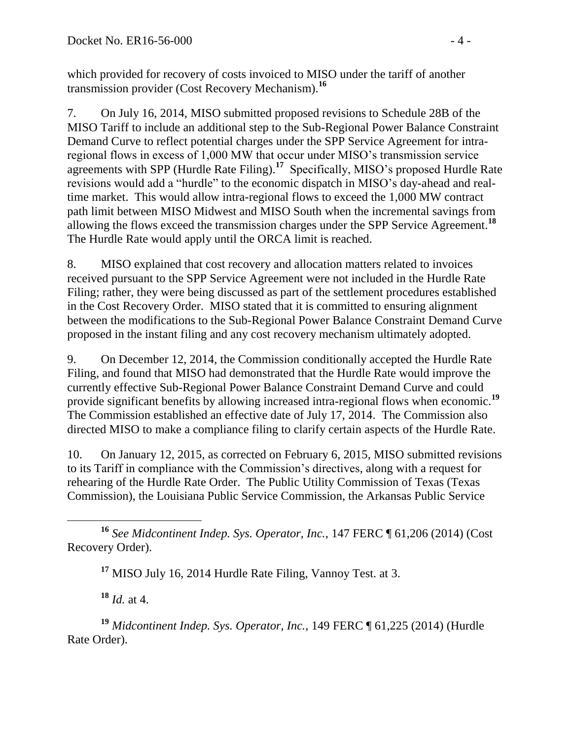which provided for recovery of costs invoiced to MISO under the tariff of another transmission provider (Cost Recovery Mechanism).[16]

7. On July 16, 2014, MISO submitted proposed revisions to Schedule 28B of the MISO Tariff to include an additional step to the Sub-Regional Power Balance Constraint Demand Curve to reflect potential charges under the SPP Service Agreement for intra-regional flows in excess of 1,000 MW that occur under MISO's transmission service agreements with SPP (Hurdle Rate Filing).[17] Specifically, MISO's proposed Hurdle Rate revisions would add a "hurdle" to the economic dispatch in MISO's day-ahead and real-time market. This would allow intra-regional flows to exceed the 1,000 MW contract path limit between MISO Midwest and MISO South when the incremental savings from allowing the flows exceed the transmission charges under the SPP Service Agreement.[18] The Hurdle Rate would apply until the ORCA limit is reached.

8. MISO explained that cost recovery and allocation matters related to invoices received pursuant to the SPP Service Agreement were not included in the Hurdle Rate Filing; rather, they were being discussed as part of the settlement procedures established in the Cost Recovery Order. MISO stated that it is committed to ensuring alignment between the modifications to the Sub-Regional Power Balance Constraint Demand Curve proposed in the instant filing and any cost recovery mechanism ultimately adopted.

9. On December 12, 2014, the Commission conditionally accepted the Hurdle Rate Filing, and found that MISO had demonstrated that the Hurdle Rate would improve the currently effective Sub-Regional Power Balance Constraint Demand Curve and could provide significant benefits by allowing increased intra-regional flows when economic.[19] The Commission established an effective date of July 17, 2014. The Commission also directed MISO to make a compliance filing to clarify certain aspects of the Hurdle Rate.

10. On January 12, 2015, as corrected on February 6, 2015, MISO submitted revisions to its Tariff in compliance with the Commission's directives, along with a request for rehearing of the Hurdle Rate Order. The Public Utility Commission of Texas (Texas Commission), the Louisiana Public Service Commission, the Arkansas Public Service

---

[16] *See Midcontinent Indep. Sys. Operator, Inc.*, 147 FERC ¶ 61,206 (2014) (Cost Recovery Order).

[17] MISO July 16, 2014 Hurdle Rate Filing, Vannoy Test. at 3.

[18] *Id.* at 4.

[19] *Midcontinent Indep. Sys. Operator, Inc.*, 149 FERC ¶ 61,225 (2014) (Hurdle Rate Order).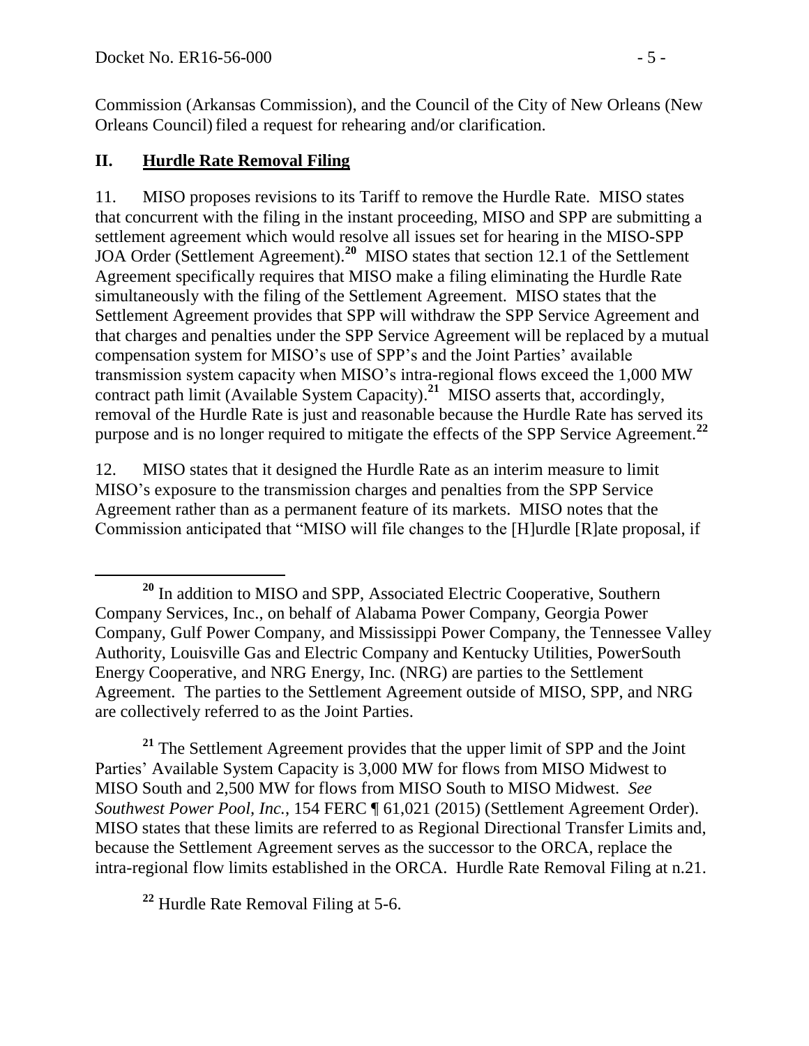Commission (Arkansas Commission), and the Council of the City of New Orleans (New Orleans Council) filed a request for rehearing and/or clarification.

## II. Hurdle Rate Removal Filing

11. MISO proposes revisions to its Tariff to remove the Hurdle Rate. MISO states that concurrent with the filing in the instant proceeding, MISO and SPP are submitting a settlement agreement which would resolve all issues set for hearing in the MISO-SPP JOA Order (Settlement Agreement).[20] MISO states that section 12.1 of the Settlement Agreement specifically requires that MISO make a filing eliminating the Hurdle Rate simultaneously with the filing of the Settlement Agreement. MISO states that the Settlement Agreement provides that SPP will withdraw the SPP Service Agreement and that charges and penalties under the SPP Service Agreement will be replaced by a mutual compensation system for MISO's use of SPP's and the Joint Parties' available transmission system capacity when MISO's intra-regional flows exceed the 1,000 MW contract path limit (Available System Capacity).[21] MISO asserts that, accordingly, removal of the Hurdle Rate is just and reasonable because the Hurdle Rate has served its purpose and is no longer required to mitigate the effects of the SPP Service Agreement.[22]

12. MISO states that it designed the Hurdle Rate as an interim measure to limit MISO's exposure to the transmission charges and penalties from the SPP Service Agreement rather than as a permanent feature of its markets. MISO notes that the Commission anticipated that "MISO will file changes to the [H]urdle [R]ate proposal, if

---

[20] In addition to MISO and SPP, Associated Electric Cooperative, Southern Company Services, Inc., on behalf of Alabama Power Company, Georgia Power Company, Gulf Power Company, and Mississippi Power Company, the Tennessee Valley Authority, Louisville Gas and Electric Company and Kentucky Utilities, PowerSouth Energy Cooperative, and NRG Energy, Inc. (NRG) are parties to the Settlement Agreement. The parties to the Settlement Agreement outside of MISO, SPP, and NRG are collectively referred to as the Joint Parties.

[21] The Settlement Agreement provides that the upper limit of SPP and the Joint Parties' Available System Capacity is 3,000 MW for flows from MISO Midwest to MISO South and 2,500 MW for flows from MISO South to MISO Midwest. *See Southwest Power Pool, Inc.*, 154 FERC ¶ 61,021 (2015) (Settlement Agreement Order). MISO states that these limits are referred to as Regional Directional Transfer Limits and, because the Settlement Agreement serves as the successor to the ORCA, replace the intra-regional flow limits established in the ORCA. Hurdle Rate Removal Filing at n.21.

[22] Hurdle Rate Removal Filing at 5-6.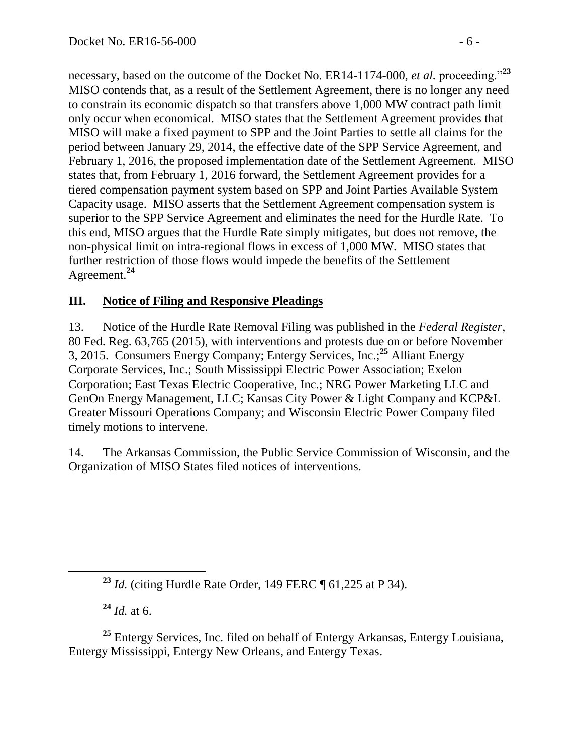necessary, based on the outcome of the Docket No. ER14-1174-000, *et al.* proceeding."[23] MISO contends that, as a result of the Settlement Agreement, there is no longer any need to constrain its economic dispatch so that transfers above 1,000 MW contract path limit only occur when economical. MISO states that the Settlement Agreement provides that MISO will make a fixed payment to SPP and the Joint Parties to settle all claims for the period between January 29, 2014, the effective date of the SPP Service Agreement, and February 1, 2016, the proposed implementation date of the Settlement Agreement. MISO states that, from February 1, 2016 forward, the Settlement Agreement provides for a tiered compensation payment system based on SPP and Joint Parties Available System Capacity usage. MISO asserts that the Settlement Agreement compensation system is superior to the SPP Service Agreement and eliminates the need for the Hurdle Rate. To this end, MISO argues that the Hurdle Rate simply mitigates, but does not remove, the non-physical limit on intra-regional flows in excess of 1,000 MW. MISO states that further restriction of those flows would impede the benefits of the Settlement Agreement.[24]

## III. Notice of Filing and Responsive Pleadings

13. Notice of the Hurdle Rate Removal Filing was published in the *Federal Register*, 80 Fed. Reg. 63,765 (2015), with interventions and protests due on or before November 3, 2015. Consumers Energy Company; Entergy Services, Inc.;[25] Alliant Energy Corporate Services, Inc.; South Mississippi Electric Power Association; Exelon Corporation; East Texas Electric Cooperative, Inc.; NRG Power Marketing LLC and GenOn Energy Management, LLC; Kansas City Power & Light Company and KCP&L Greater Missouri Operations Company; and Wisconsin Electric Power Company filed timely motions to intervene.

14. The Arkansas Commission, the Public Service Commission of Wisconsin, and the Organization of MISO States filed notices of interventions.

---

[23] *Id.* (citing Hurdle Rate Order, 149 FERC ¶ 61,225 at P 34).

[24] *Id.* at 6.

[25] Entergy Services, Inc. filed on behalf of Entergy Arkansas, Entergy Louisiana, Entergy Mississippi, Entergy New Orleans, and Entergy Texas.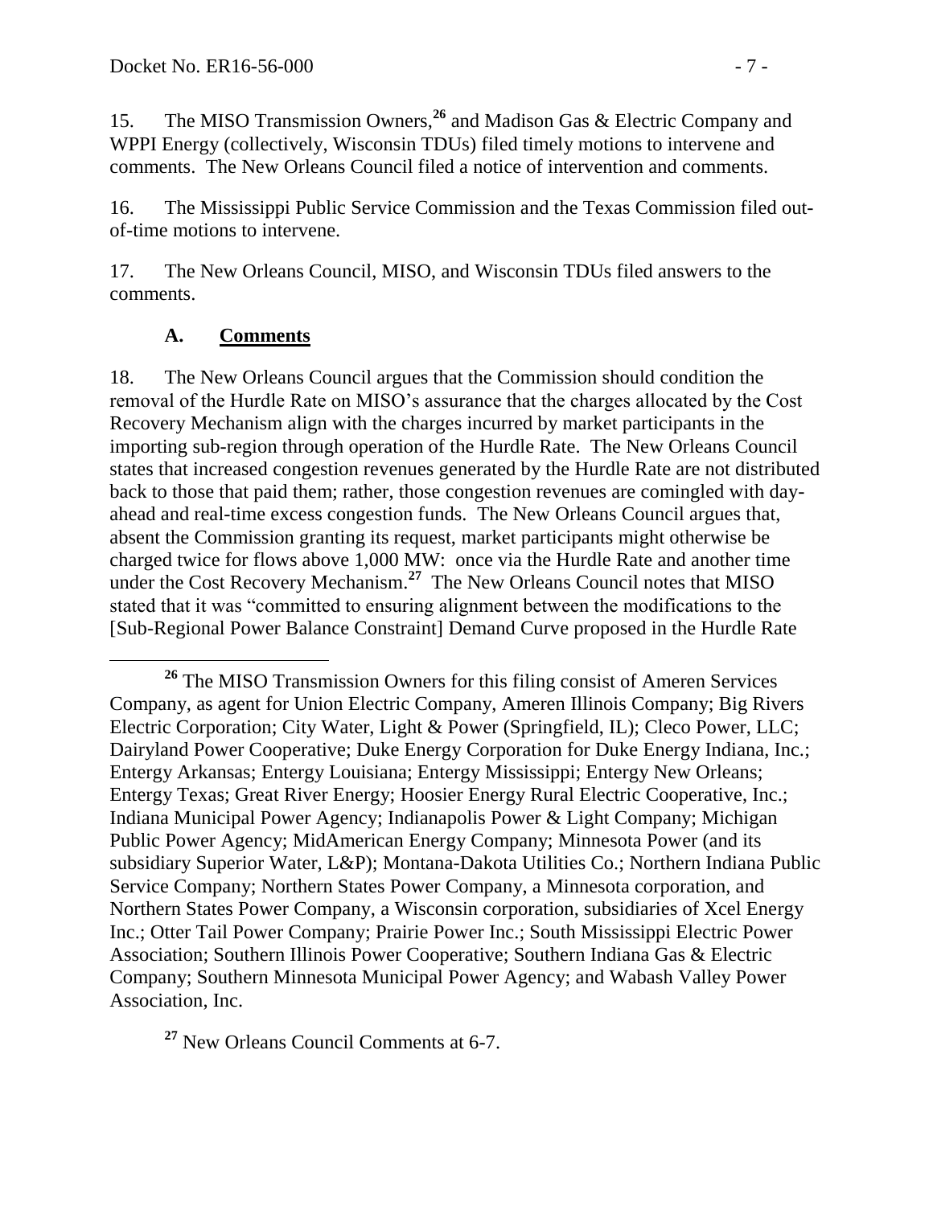15. The MISO Transmission Owners,[26] and Madison Gas & Electric Company and WPPI Energy (collectively, Wisconsin TDUs) filed timely motions to intervene and comments. The New Orleans Council filed a notice of intervention and comments.

16. The Mississippi Public Service Commission and the Texas Commission filed out-of-time motions to intervene.

17. The New Orleans Council, MISO, and Wisconsin TDUs filed answers to the comments.

### A. Comments

18. The New Orleans Council argues that the Commission should condition the removal of the Hurdle Rate on MISO's assurance that the charges allocated by the Cost Recovery Mechanism align with the charges incurred by market participants in the importing sub-region through operation of the Hurdle Rate. The New Orleans Council states that increased congestion revenues generated by the Hurdle Rate are not distributed back to those that paid them; rather, those congestion revenues are comingled with day-ahead and real-time excess congestion funds. The New Orleans Council argues that, absent the Commission granting its request, market participants might otherwise be charged twice for flows above 1,000 MW: once via the Hurdle Rate and another time under the Cost Recovery Mechanism.[27] The New Orleans Council notes that MISO stated that it was "committed to ensuring alignment between the modifications to the [Sub-Regional Power Balance Constraint] Demand Curve proposed in the Hurdle Rate

---

[26] The MISO Transmission Owners for this filing consist of Ameren Services Company, as agent for Union Electric Company, Ameren Illinois Company; Big Rivers Electric Corporation; City Water, Light & Power (Springfield, IL); Cleco Power, LLC; Dairyland Power Cooperative; Duke Energy Corporation for Duke Energy Indiana, Inc.; Entergy Arkansas; Entergy Louisiana; Entergy Mississippi; Entergy New Orleans; Entergy Texas; Great River Energy; Hoosier Energy Rural Electric Cooperative, Inc.; Indiana Municipal Power Agency; Indianapolis Power & Light Company; Michigan Public Power Agency; MidAmerican Energy Company; Minnesota Power (and its subsidiary Superior Water, L&P); Montana-Dakota Utilities Co.; Northern Indiana Public Service Company; Northern States Power Company, a Minnesota corporation, and Northern States Power Company, a Wisconsin corporation, subsidiaries of Xcel Energy Inc.; Otter Tail Power Company; Prairie Power Inc.; South Mississippi Electric Power Association; Southern Illinois Power Cooperative; Southern Indiana Gas & Electric Company; Southern Minnesota Municipal Power Agency; and Wabash Valley Power Association, Inc.

[27] New Orleans Council Comments at 6-7.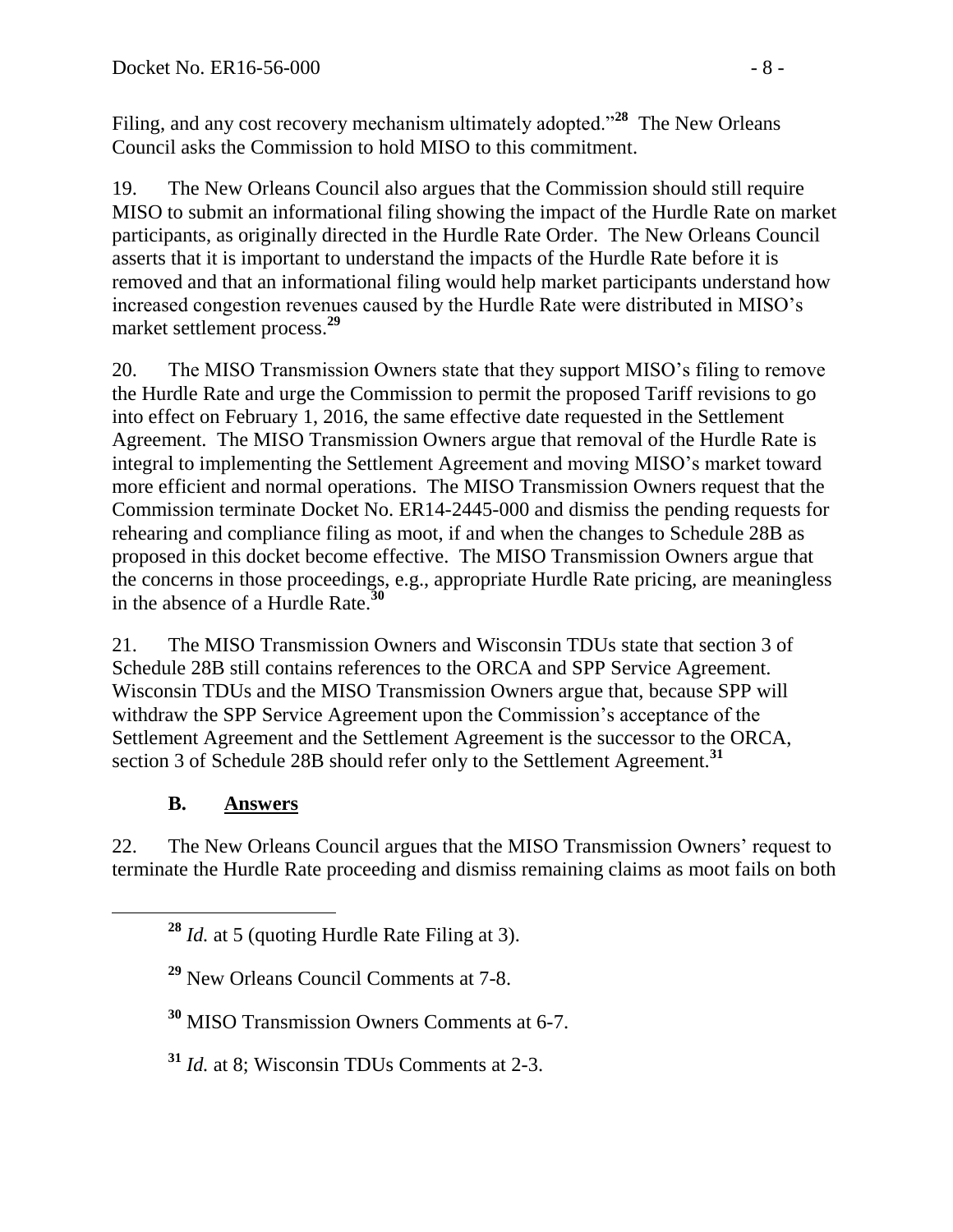Filing, and any cost recovery mechanism ultimately adopted."[28] The New Orleans Council asks the Commission to hold MISO to this commitment.

19. The New Orleans Council also argues that the Commission should still require MISO to submit an informational filing showing the impact of the Hurdle Rate on market participants, as originally directed in the Hurdle Rate Order. The New Orleans Council asserts that it is important to understand the impacts of the Hurdle Rate before it is removed and that an informational filing would help market participants understand how increased congestion revenues caused by the Hurdle Rate were distributed in MISO's market settlement process.[29]

20. The MISO Transmission Owners state that they support MISO's filing to remove the Hurdle Rate and urge the Commission to permit the proposed Tariff revisions to go into effect on February 1, 2016, the same effective date requested in the Settlement Agreement. The MISO Transmission Owners argue that removal of the Hurdle Rate is integral to implementing the Settlement Agreement and moving MISO's market toward more efficient and normal operations. The MISO Transmission Owners request that the Commission terminate Docket No. ER14-2445-000 and dismiss the pending requests for rehearing and compliance filing as moot, if and when the changes to Schedule 28B as proposed in this docket become effective. The MISO Transmission Owners argue that the concerns in those proceedings, e.g., appropriate Hurdle Rate pricing, are meaningless in the absence of a Hurdle Rate.[30]

21. The MISO Transmission Owners and Wisconsin TDUs state that section 3 of Schedule 28B still contains references to the ORCA and SPP Service Agreement. Wisconsin TDUs and the MISO Transmission Owners argue that, because SPP will withdraw the SPP Service Agreement upon the Commission's acceptance of the Settlement Agreement and the Settlement Agreement is the successor to the ORCA, section 3 of Schedule 28B should refer only to the Settlement Agreement.[31]

### B. <u>Answers</u>

22. The New Orleans Council argues that the MISO Transmission Owners' request to terminate the Hurdle Rate proceeding and dismiss remaining claims as moot fails on both

---

[28] *Id.* at 5 (quoting Hurdle Rate Filing at 3).

[29] New Orleans Council Comments at 7-8.

[30] MISO Transmission Owners Comments at 6-7.

[31] *Id.* at 8; Wisconsin TDUs Comments at 2-3.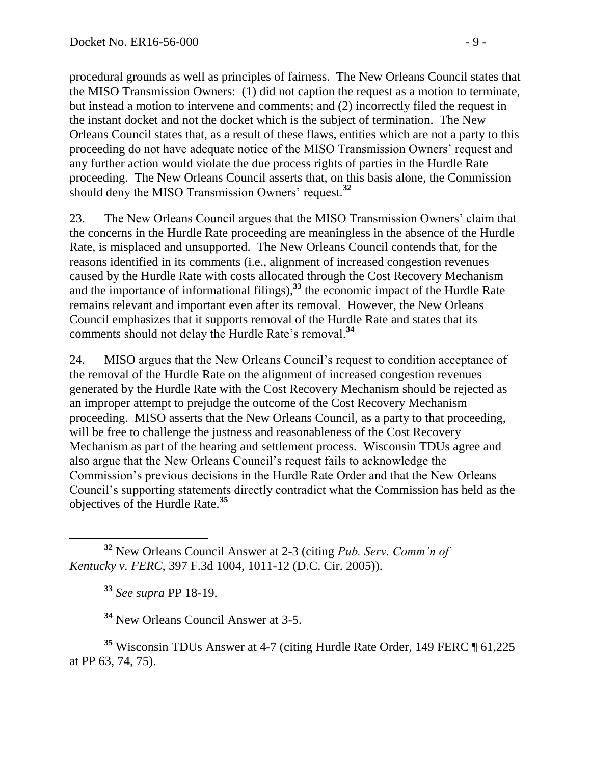procedural grounds as well as principles of fairness. The New Orleans Council states that the MISO Transmission Owners: (1) did not caption the request as a motion to terminate, but instead a motion to intervene and comments; and (2) incorrectly filed the request in the instant docket and not the docket which is the subject of termination. The New Orleans Council states that, as a result of these flaws, entities which are not a party to this proceeding do not have adequate notice of the MISO Transmission Owners' request and any further action would violate the due process rights of parties in the Hurdle Rate proceeding. The New Orleans Council asserts that, on this basis alone, the Commission should deny the MISO Transmission Owners' request.[32]

23. The New Orleans Council argues that the MISO Transmission Owners' claim that the concerns in the Hurdle Rate proceeding are meaningless in the absence of the Hurdle Rate, is misplaced and unsupported. The New Orleans Council contends that, for the reasons identified in its comments (i.e., alignment of increased congestion revenues caused by the Hurdle Rate with costs allocated through the Cost Recovery Mechanism and the importance of informational filings),[33] the economic impact of the Hurdle Rate remains relevant and important even after its removal. However, the New Orleans Council emphasizes that it supports removal of the Hurdle Rate and states that its comments should not delay the Hurdle Rate's removal.[34]

24. MISO argues that the New Orleans Council's request to condition acceptance of the removal of the Hurdle Rate on the alignment of increased congestion revenues generated by the Hurdle Rate with the Cost Recovery Mechanism should be rejected as an improper attempt to prejudge the outcome of the Cost Recovery Mechanism proceeding. MISO asserts that the New Orleans Council, as a party to that proceeding, will be free to challenge the justness and reasonableness of the Cost Recovery Mechanism as part of the hearing and settlement process. Wisconsin TDUs agree and also argue that the New Orleans Council's request fails to acknowledge the Commission's previous decisions in the Hurdle Rate Order and that the New Orleans Council's supporting statements directly contradict what the Commission has held as the objectives of the Hurdle Rate.[35]

---

[32] New Orleans Council Answer at 2-3 (citing *Pub. Serv. Comm'n of Kentucky v. FERC*, 397 F.3d 1004, 1011-12 (D.C. Cir. 2005)).

[33] *See supra* PP 18-19.

[34] New Orleans Council Answer at 3-5.

[35] Wisconsin TDUs Answer at 4-7 (citing Hurdle Rate Order, 149 FERC ¶ 61,225 at PP 63, 74, 75).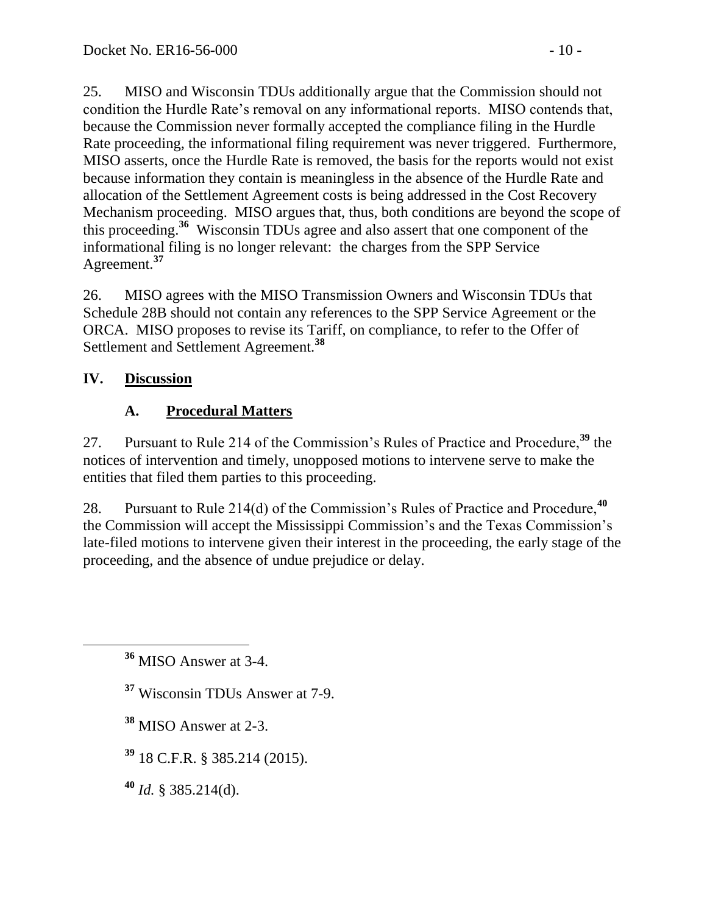25. MISO and Wisconsin TDUs additionally argue that the Commission should not condition the Hurdle Rate's removal on any informational reports. MISO contends that, because the Commission never formally accepted the compliance filing in the Hurdle Rate proceeding, the informational filing requirement was never triggered. Furthermore, MISO asserts, once the Hurdle Rate is removed, the basis for the reports would not exist because information they contain is meaningless in the absence of the Hurdle Rate and allocation of the Settlement Agreement costs is being addressed in the Cost Recovery Mechanism proceeding. MISO argues that, thus, both conditions are beyond the scope of this proceeding.[36] Wisconsin TDUs agree and also assert that one component of the informational filing is no longer relevant: the charges from the SPP Service Agreement.[37]

26. MISO agrees with the MISO Transmission Owners and Wisconsin TDUs that Schedule 28B should not contain any references to the SPP Service Agreement or the ORCA. MISO proposes to revise its Tariff, on compliance, to refer to the Offer of Settlement and Settlement Agreement.[38]

## IV. Discussion

### A. Procedural Matters

27. Pursuant to Rule 214 of the Commission's Rules of Practice and Procedure,[39] the notices of intervention and timely, unopposed motions to intervene serve to make the entities that filed them parties to this proceeding.

28. Pursuant to Rule 214(d) of the Commission's Rules of Practice and Procedure,[40] the Commission will accept the Mississippi Commission's and the Texas Commission's late-filed motions to intervene given their interest in the proceeding, the early stage of the proceeding, and the absence of undue prejudice or delay.

---

[36] MISO Answer at 3-4.

[37] Wisconsin TDUs Answer at 7-9.

[38] MISO Answer at 2-3.

[39] 18 C.F.R. § 385.214 (2015).

[40] *Id.* § 385.214(d).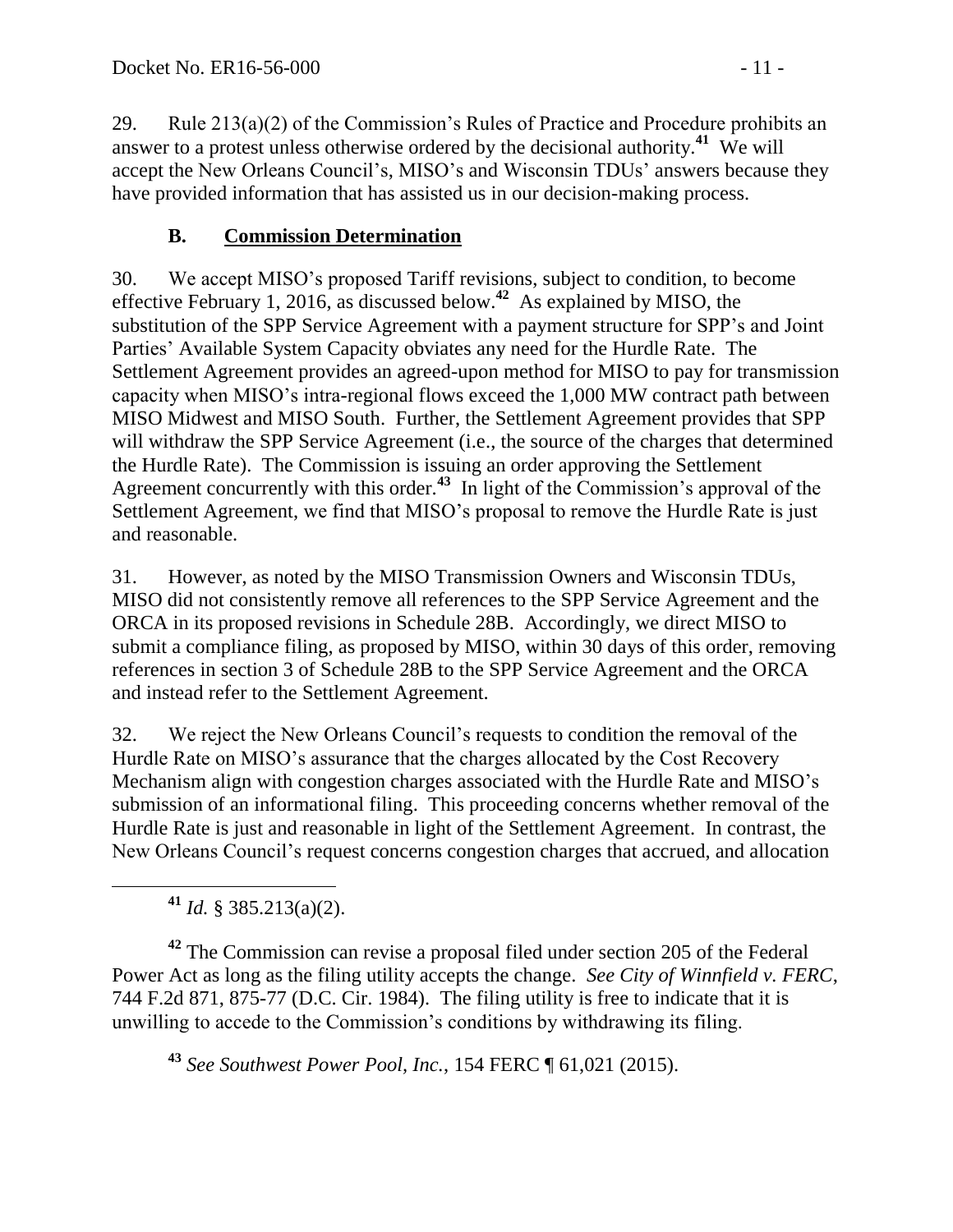29. Rule 213(a)(2) of the Commission's Rules of Practice and Procedure prohibits an answer to a protest unless otherwise ordered by the decisional authority.[41] We will accept the New Orleans Council's, MISO's and Wisconsin TDUs' answers because they have provided information that has assisted us in our decision-making process.

### B. Commission Determination

30. We accept MISO's proposed Tariff revisions, subject to condition, to become effective February 1, 2016, as discussed below.[42] As explained by MISO, the substitution of the SPP Service Agreement with a payment structure for SPP's and Joint Parties' Available System Capacity obviates any need for the Hurdle Rate. The Settlement Agreement provides an agreed-upon method for MISO to pay for transmission capacity when MISO's intra-regional flows exceed the 1,000 MW contract path between MISO Midwest and MISO South. Further, the Settlement Agreement provides that SPP will withdraw the SPP Service Agreement (i.e., the source of the charges that determined the Hurdle Rate). The Commission is issuing an order approving the Settlement Agreement concurrently with this order.[43] In light of the Commission's approval of the Settlement Agreement, we find that MISO's proposal to remove the Hurdle Rate is just and reasonable.

31. However, as noted by the MISO Transmission Owners and Wisconsin TDUs, MISO did not consistently remove all references to the SPP Service Agreement and the ORCA in its proposed revisions in Schedule 28B. Accordingly, we direct MISO to submit a compliance filing, as proposed by MISO, within 30 days of this order, removing references in section 3 of Schedule 28B to the SPP Service Agreement and the ORCA and instead refer to the Settlement Agreement.

32. We reject the New Orleans Council's requests to condition the removal of the Hurdle Rate on MISO's assurance that the charges allocated by the Cost Recovery Mechanism align with congestion charges associated with the Hurdle Rate and MISO's submission of an informational filing. This proceeding concerns whether removal of the Hurdle Rate is just and reasonable in light of the Settlement Agreement. In contrast, the New Orleans Council's request concerns congestion charges that accrued, and allocation

---

[41] *Id.* § 385.213(a)(2).

[42] The Commission can revise a proposal filed under section 205 of the Federal Power Act as long as the filing utility accepts the change. *See City of Winnfield v. FERC*, 744 F.2d 871, 875-77 (D.C. Cir. 1984). The filing utility is free to indicate that it is unwilling to accede to the Commission's conditions by withdrawing its filing.

[43] *See Southwest Power Pool, Inc.*, 154 FERC ¶ 61,021 (2015).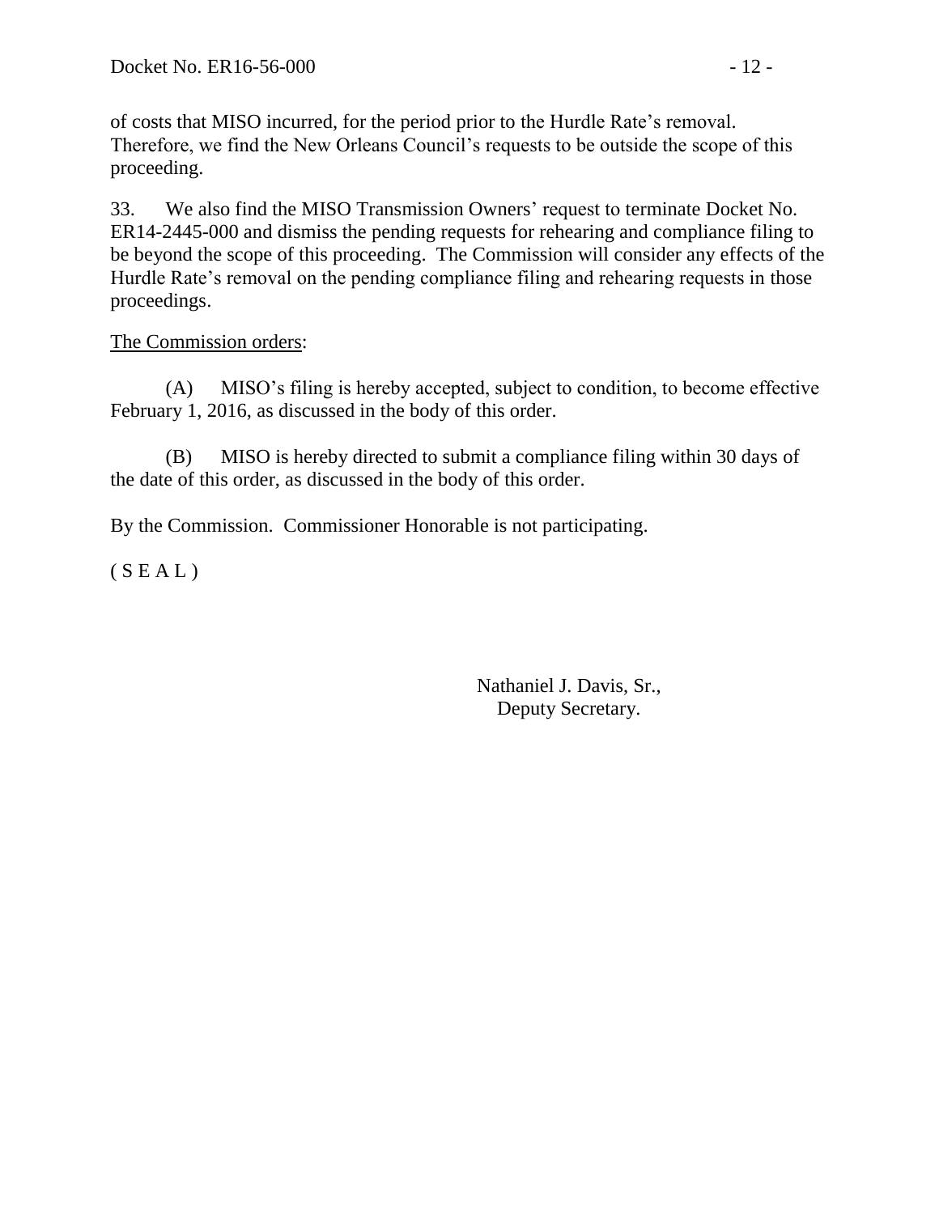of costs that MISO incurred, for the period prior to the Hurdle Rate's removal. Therefore, we find the New Orleans Council's requests to be outside the scope of this proceeding.

33. We also find the MISO Transmission Owners' request to terminate Docket No. ER14-2445-000 and dismiss the pending requests for rehearing and compliance filing to be beyond the scope of this proceeding. The Commission will consider any effects of the Hurdle Rate's removal on the pending compliance filing and rehearing requests in those proceedings.

<u>The Commission orders</u>:

(A) MISO's filing is hereby accepted, subject to condition, to become effective February 1, 2016, as discussed in the body of this order.

(B) MISO is hereby directed to submit a compliance filing within 30 days of the date of this order, as discussed in the body of this order.

By the Commission. Commissioner Honorable is not participating.

( S E A L )

Nathaniel J. Davis, Sr.,
Deputy Secretary.